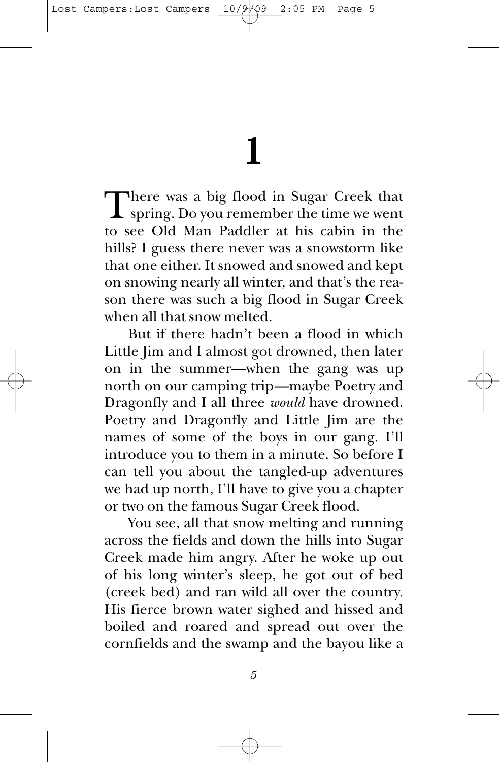# 1

There was a big flood in Sugar Creek that spring. Do you remember the time we went to see Old Man Paddler at his cabin in the hills? I guess there never was a snowstorm like that one either. It snowed and snowed and kept on snowing nearly all winter, and that's the reason there was such a big flood in Sugar Creek when all that snow melted.

But if there hadn't been a flood in which Little Jim and I almost got drowned, then later on in the summer—when the gang was up north on our camping trip—maybe Poetry and Dragonfly and I all three *would* have drowned. Poetry and Dragonfly and Little Jim are the names of some of the boys in our gang. I'll introduce you to them in a minute. So before I can tell you about the tangled-up adventures we had up north, I'll have to give you a chapter or two on the famous Sugar Creek flood.

You see, all that snow melting and running across the fields and down the hills into Sugar Creek made him angry. After he woke up out of his long winter's sleep, he got out of bed (creek bed) and ran wild all over the country. His fierce brown water sighed and hissed and boiled and roared and spread out over the cornfields and the swamp and the bayou like a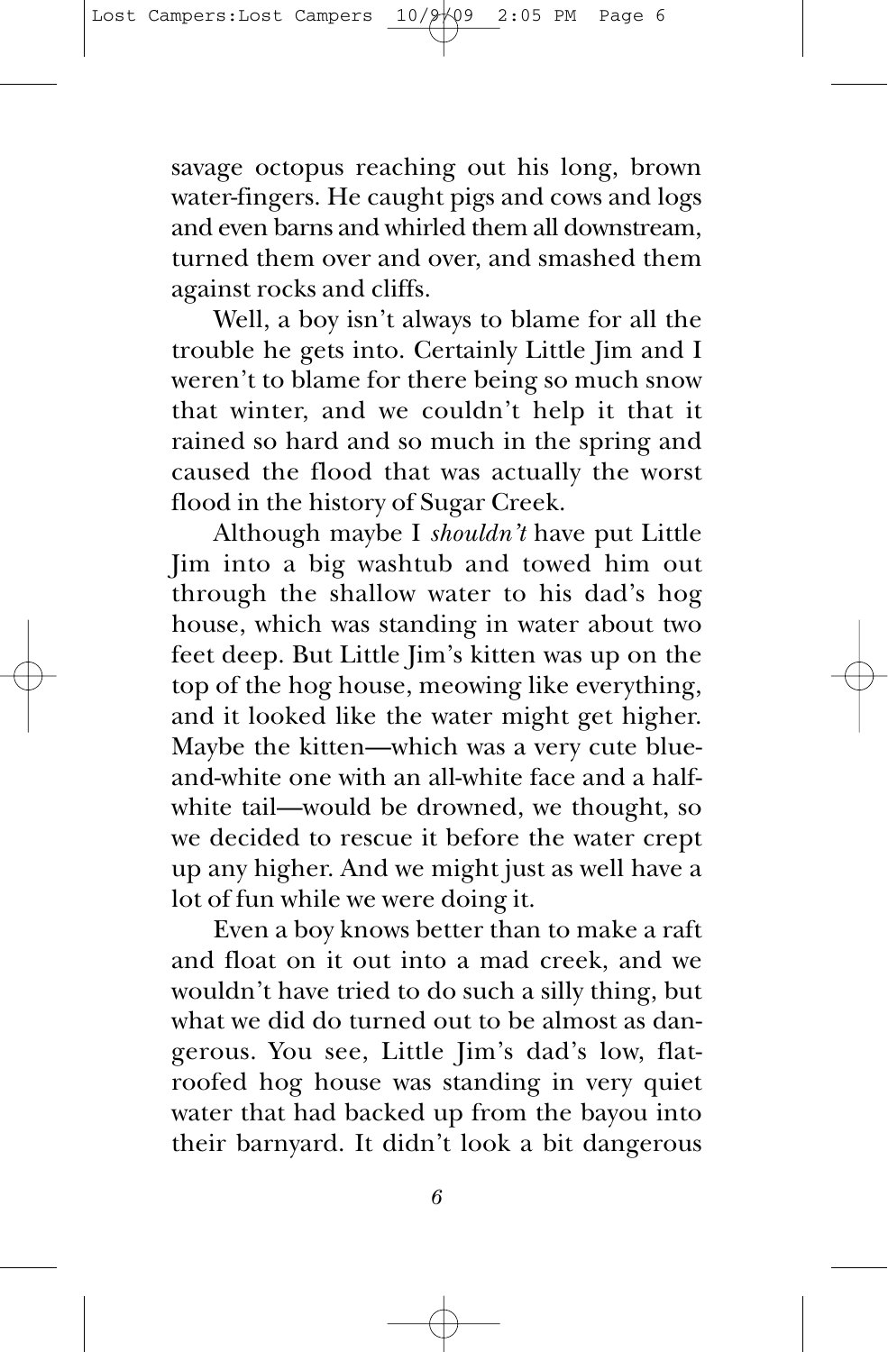savage octopus reaching out his long, brown water-fingers. He caught pigs and cows and logs and even barns and whirled them all downstream, turned them over and over, and smashed them against rocks and cliffs.

Well, a boy isn't always to blame for all the trouble he gets into. Certainly Little Jim and I weren't to blame for there being so much snow that winter, and we couldn't help it that it rained so hard and so much in the spring and caused the flood that was actually the worst flood in the history of Sugar Creek.

Although maybe I *shouldn't* have put Little Jim into a big washtub and towed him out through the shallow water to his dad's hog house, which was standing in water about two feet deep. But Little Jim's kitten was up on the top of the hog house, meowing like everything, and it looked like the water might get higher. Maybe the kitten—which was a very cute blue-and-white one with an all-white face and a half-white tail—would be drowned, we thought, so we decided to rescue it before the water crept up any higher. And we might just as well have a lot of fun while we were doing it.

Even a boy knows better than to make a raft and float on it out into a mad creek, and we wouldn't have tried to do such a silly thing, but what we did do turned out to be almost as dangerous. You see, Little Jim's dad's low, flat-roofed hog house was standing in very quiet water that had backed up from the bayou into their barnyard. It didn't look a bit dangerous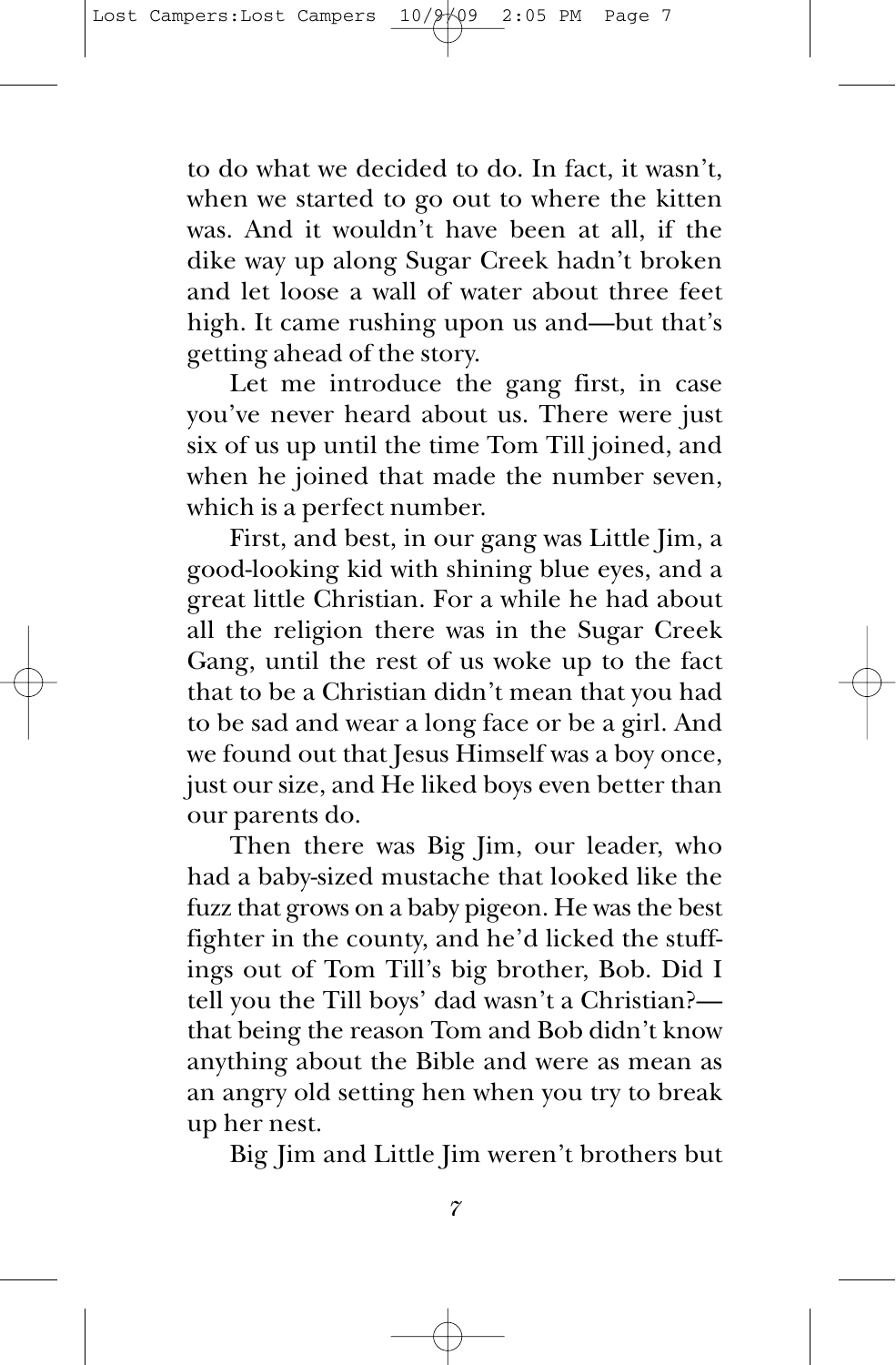to do what we decided to do. In fact, it wasn't, when we started to go out to where the kitten was. And it wouldn't have been at all, if the dike way up along Sugar Creek hadn't broken and let loose a wall of water about three feet high. It came rushing upon us and—but that's getting ahead of the story.

Let me introduce the gang first, in case you've never heard about us. There were just six of us up until the time Tom Till joined, and when he joined that made the number seven, which is a perfect number.

First, and best, in our gang was Little Jim, a good-looking kid with shining blue eyes, and a great little Christian. For a while he had about all the religion there was in the Sugar Creek Gang, until the rest of us woke up to the fact that to be a Christian didn't mean that you had to be sad and wear a long face or be a girl. And we found out that Jesus Himself was a boy once, just our size, and He liked boys even better than our parents do.

Then there was Big Jim, our leader, who had a baby-sized mustache that looked like the fuzz that grows on a baby pigeon. He was the best fighter in the county, and he'd licked the stuffings out of Tom Till's big brother, Bob. Did I tell you the Till boys' dad wasn't a Christian?—that being the reason Tom and Bob didn't know anything about the Bible and were as mean as an angry old setting hen when you try to break up her nest.

Big Jim and Little Jim weren't brothers but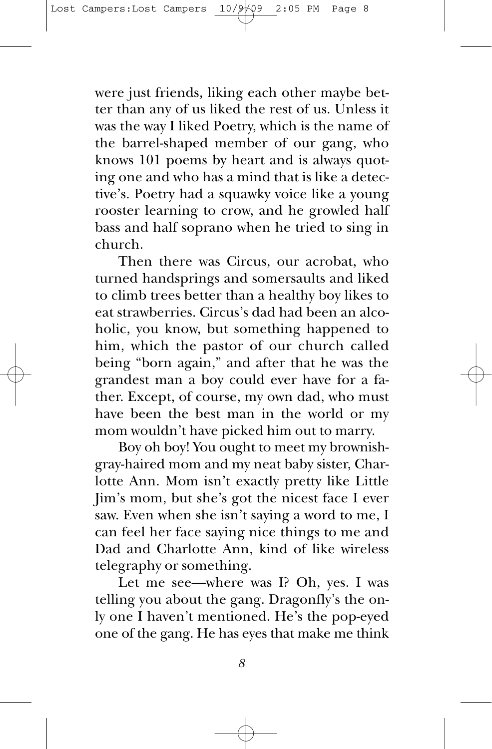were just friends, liking each other maybe better than any of us liked the rest of us. Unless it was the way I liked Poetry, which is the name of the barrel-shaped member of our gang, who knows 101 poems by heart and is always quoting one and who has a mind that is like a detective's. Poetry had a squawky voice like a young rooster learning to crow, and he growled half bass and half soprano when he tried to sing in church.

Then there was Circus, our acrobat, who turned handsprings and somersaults and liked to climb trees better than a healthy boy likes to eat strawberries. Circus's dad had been an alcoholic, you know, but something happened to him, which the pastor of our church called being "born again," and after that he was the grandest man a boy could ever have for a father. Except, of course, my own dad, who must have been the best man in the world or my mom wouldn't have picked him out to marry.

Boy oh boy! You ought to meet my brownish-gray-haired mom and my neat baby sister, Charlotte Ann. Mom isn't exactly pretty like Little Jim's mom, but she's got the nicest face I ever saw. Even when she isn't saying a word to me, I can feel her face saying nice things to me and Dad and Charlotte Ann, kind of like wireless telegraphy or something.

Let me see—where was I? Oh, yes. I was telling you about the gang. Dragonfly's the only one I haven't mentioned. He's the pop-eyed one of the gang. He has eyes that make me think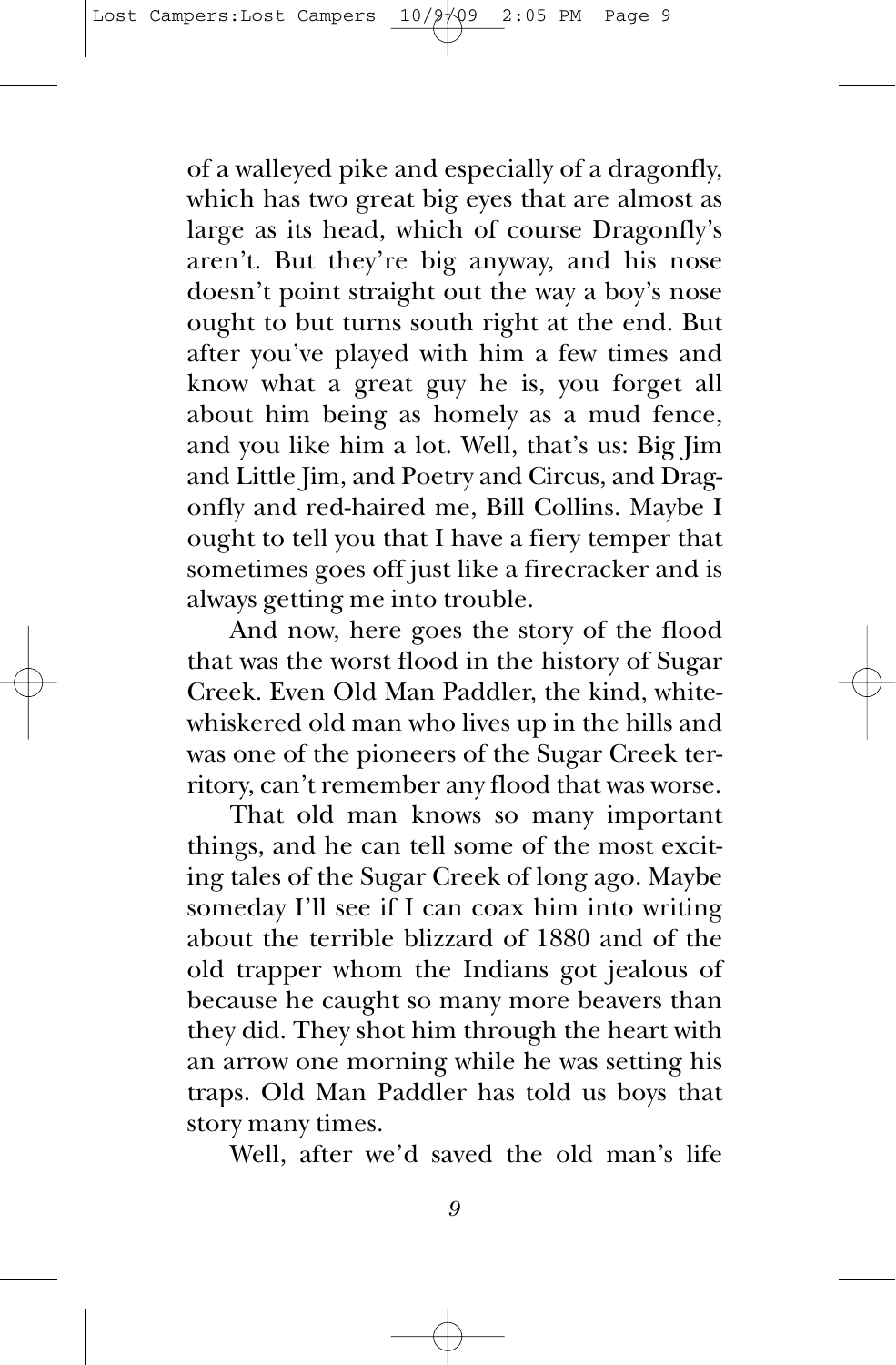of a walleyed pike and especially of a dragonfly, which has two great big eyes that are almost as large as its head, which of course Dragonfly's aren't. But they're big anyway, and his nose doesn't point straight out the way a boy's nose ought to but turns south right at the end. But after you've played with him a few times and know what a great guy he is, you forget all about him being as homely as a mud fence, and you like him a lot. Well, that's us: Big Jim and Little Jim, and Poetry and Circus, and Dragonfly and red-haired me, Bill Collins. Maybe I ought to tell you that I have a fiery temper that sometimes goes off just like a firecracker and is always getting me into trouble.

And now, here goes the story of the flood that was the worst flood in the history of Sugar Creek. Even Old Man Paddler, the kind, white-whiskered old man who lives up in the hills and was one of the pioneers of the Sugar Creek territory, can't remember any flood that was worse.

That old man knows so many important things, and he can tell some of the most exciting tales of the Sugar Creek of long ago. Maybe someday I'll see if I can coax him into writing about the terrible blizzard of 1880 and of the old trapper whom the Indians got jealous of because he caught so many more beavers than they did. They shot him through the heart with an arrow one morning while he was setting his traps. Old Man Paddler has told us boys that story many times.

Well, after we'd saved the old man's life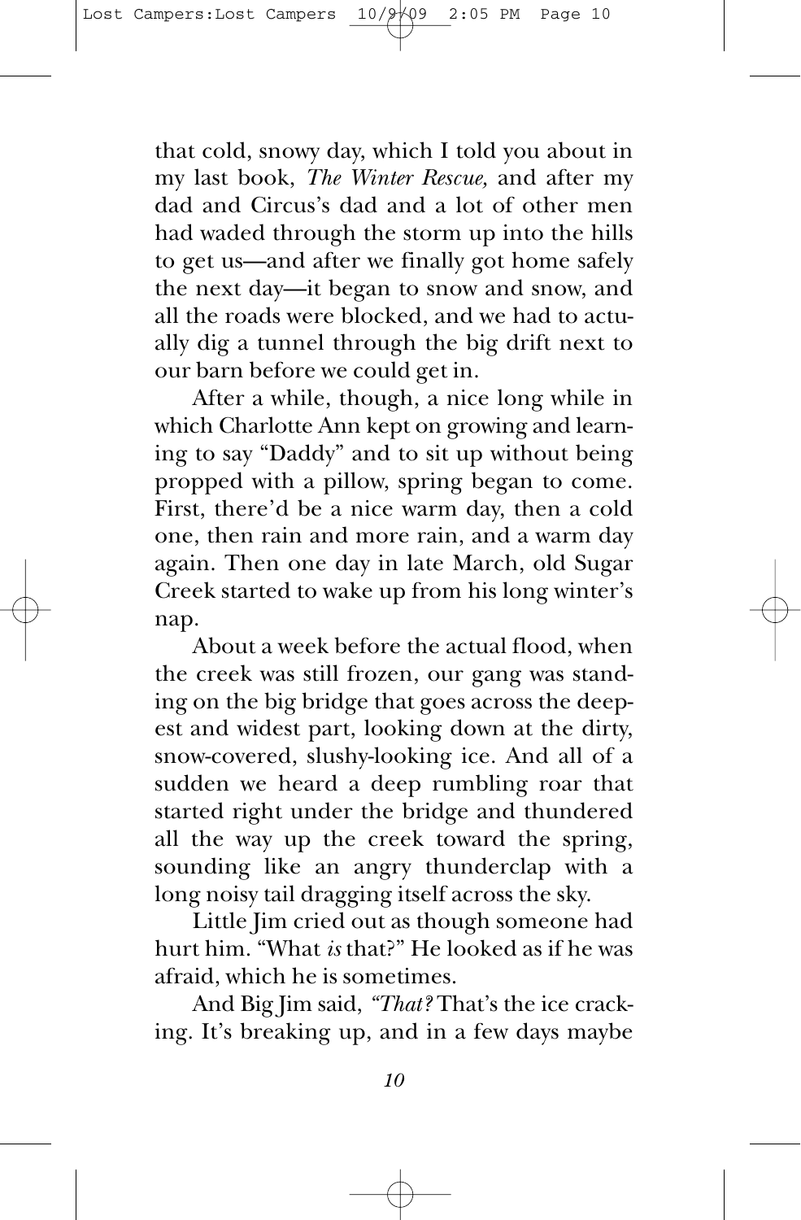that cold, snowy day, which I told you about in my last book, *The Winter Rescue,* and after my dad and Circus's dad and a lot of other men had waded through the storm up into the hills to get us—and after we finally got home safely the next day—it began to snow and snow, and all the roads were blocked, and we had to actually dig a tunnel through the big drift next to our barn before we could get in.

After a while, though, a nice long while in which Charlotte Ann kept on growing and learning to say "Daddy" and to sit up without being propped with a pillow, spring began to come. First, there'd be a nice warm day, then a cold one, then rain and more rain, and a warm day again. Then one day in late March, old Sugar Creek started to wake up from his long winter's nap.

About a week before the actual flood, when the creek was still frozen, our gang was standing on the big bridge that goes across the deepest and widest part, looking down at the dirty, snow-covered, slushy-looking ice. And all of a sudden we heard a deep rumbling roar that started right under the bridge and thundered all the way up the creek toward the spring, sounding like an angry thunderclap with a long noisy tail dragging itself across the sky.

Little Jim cried out as though someone had hurt him. "What *is* that?" He looked as if he was afraid, which he is sometimes.

And Big Jim said, *"That?* That's the ice cracking. It's breaking up, and in a few days maybe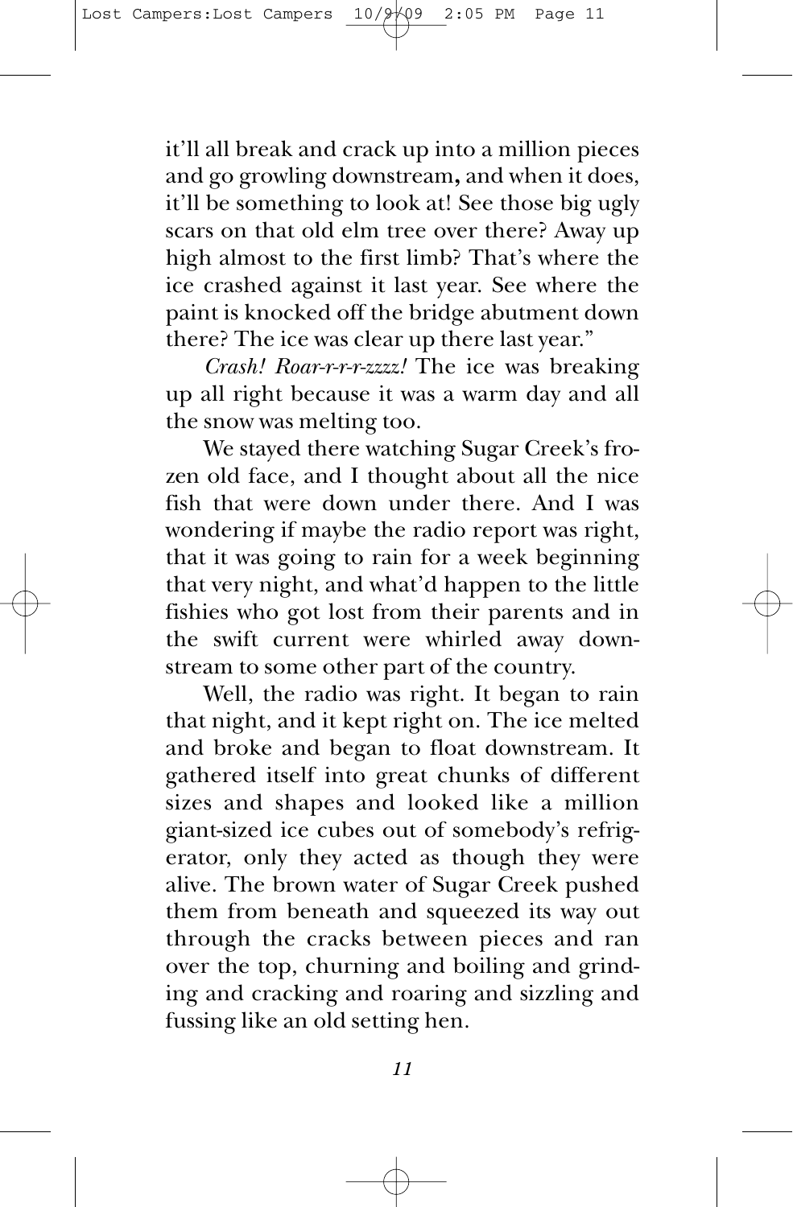it'll all break and crack up into a million pieces and go growling downstream, and when it does, it'll be something to look at! See those big ugly scars on that old elm tree over there? Away up high almost to the first limb? That's where the ice crashed against it last year. See where the paint is knocked off the bridge abutment down there? The ice was clear up there last year."

*Crash! Roar-r-r-r-zzzz!* The ice was breaking up all right because it was a warm day and all the snow was melting too.

We stayed there watching Sugar Creek's frozen old face, and I thought about all the nice fish that were down under there. And I was wondering if maybe the radio report was right, that it was going to rain for a week beginning that very night, and what'd happen to the little fishies who got lost from their parents and in the swift current were whirled away downstream to some other part of the country.

Well, the radio was right. It began to rain that night, and it kept right on. The ice melted and broke and began to float downstream. It gathered itself into great chunks of different sizes and shapes and looked like a million giant-sized ice cubes out of somebody's refrigerator, only they acted as though they were alive. The brown water of Sugar Creek pushed them from beneath and squeezed its way out through the cracks between pieces and ran over the top, churning and boiling and grinding and cracking and roaring and sizzling and fussing like an old setting hen.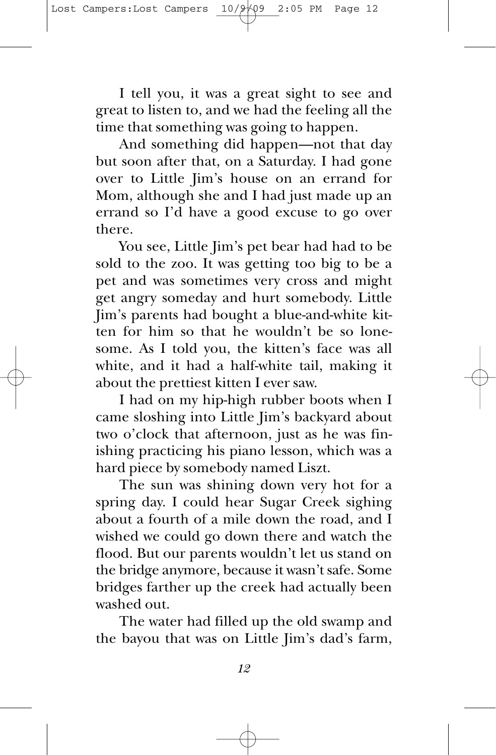I tell you, it was a great sight to see and great to listen to, and we had the feeling all the time that something was going to happen.

And something did happen—not that day but soon after that, on a Saturday. I had gone over to Little Jim's house on an errand for Mom, although she and I had just made up an errand so I'd have a good excuse to go over there.

You see, Little Jim's pet bear had had to be sold to the zoo. It was getting too big to be a pet and was sometimes very cross and might get angry someday and hurt somebody. Little Jim's parents had bought a blue-and-white kitten for him so that he wouldn't be so lonesome. As I told you, the kitten's face was all white, and it had a half-white tail, making it about the prettiest kitten I ever saw.

I had on my hip-high rubber boots when I came sloshing into Little Jim's backyard about two o'clock that afternoon, just as he was finishing practicing his piano lesson, which was a hard piece by somebody named Liszt.

The sun was shining down very hot for a spring day. I could hear Sugar Creek sighing about a fourth of a mile down the road, and I wished we could go down there and watch the flood. But our parents wouldn't let us stand on the bridge anymore, because it wasn't safe. Some bridges farther up the creek had actually been washed out.

The water had filled up the old swamp and the bayou that was on Little Jim's dad's farm,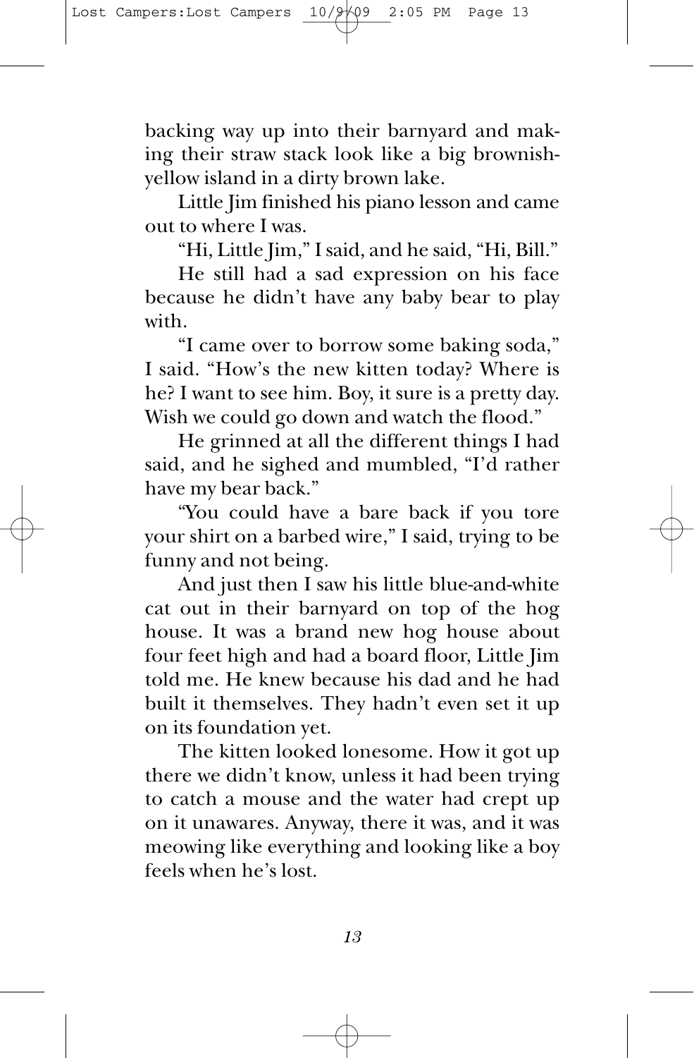backing way up into their barnyard and making their straw stack look like a big brownish-yellow island in a dirty brown lake.

Little Jim finished his piano lesson and came out to where I was.

"Hi, Little Jim," I said, and he said, "Hi, Bill."

He still had a sad expression on his face because he didn't have any baby bear to play with.

"I came over to borrow some baking soda," I said. "How's the new kitten today? Where is he? I want to see him. Boy, it sure is a pretty day. Wish we could go down and watch the flood."

He grinned at all the different things I had said, and he sighed and mumbled, "I'd rather have my bear back."

"You could have a bare back if you tore your shirt on a barbed wire," I said, trying to be funny and not being.

And just then I saw his little blue-and-white cat out in their barnyard on top of the hog house. It was a brand new hog house about four feet high and had a board floor, Little Jim told me. He knew because his dad and he had built it themselves. They hadn't even set it up on its foundation yet.

The kitten looked lonesome. How it got up there we didn't know, unless it had been trying to catch a mouse and the water had crept up on it unawares. Anyway, there it was, and it was meowing like everything and looking like a boy feels when he's lost.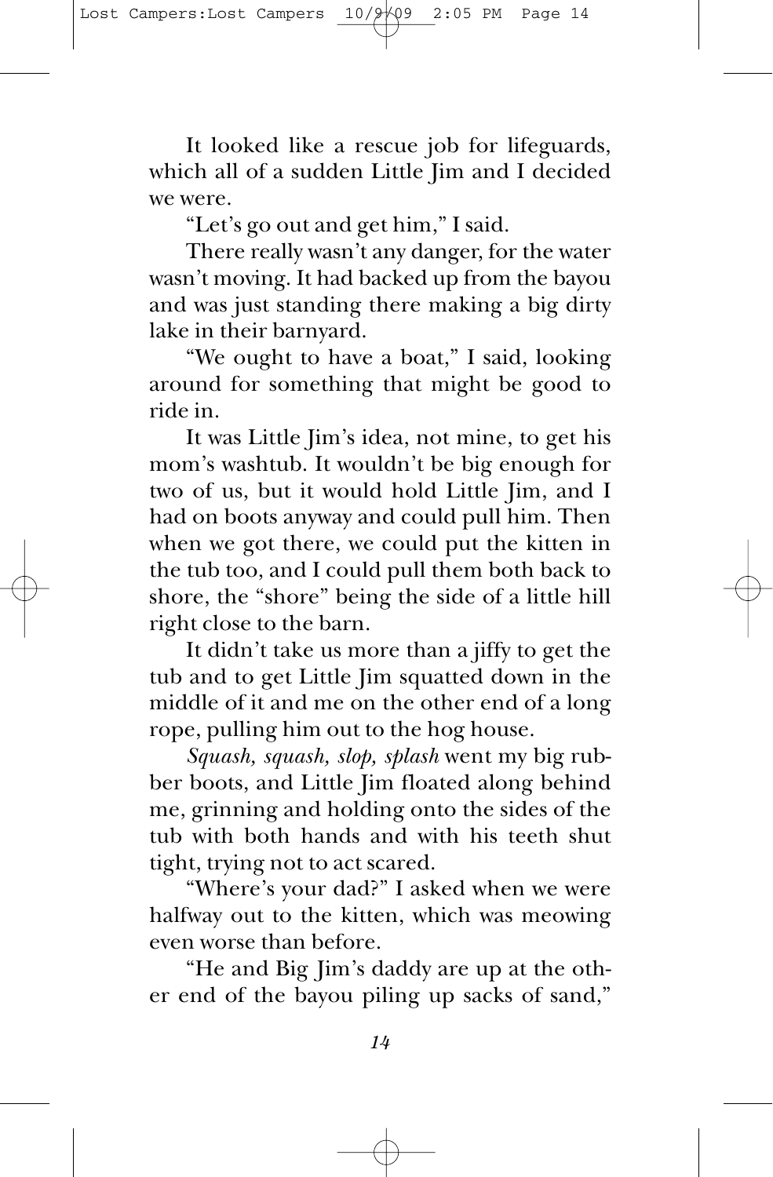It looked like a rescue job for lifeguards, which all of a sudden Little Jim and I decided we were.

"Let's go out and get him," I said.

There really wasn't any danger, for the water wasn't moving. It had backed up from the bayou and was just standing there making a big dirty lake in their barnyard.

"We ought to have a boat," I said, looking around for something that might be good to ride in.

It was Little Jim's idea, not mine, to get his mom's washtub. It wouldn't be big enough for two of us, but it would hold Little Jim, and I had on boots anyway and could pull him. Then when we got there, we could put the kitten in the tub too, and I could pull them both back to shore, the "shore" being the side of a little hill right close to the barn.

It didn't take us more than a jiffy to get the tub and to get Little Jim squatted down in the middle of it and me on the other end of a long rope, pulling him out to the hog house.

*Squash, squash, slop, splash* went my big rubber boots, and Little Jim floated along behind me, grinning and holding onto the sides of the tub with both hands and with his teeth shut tight, trying not to act scared.

"Where's your dad?" I asked when we were halfway out to the kitten, which was meowing even worse than before.

"He and Big Jim's daddy are up at the other end of the bayou piling up sacks of sand,"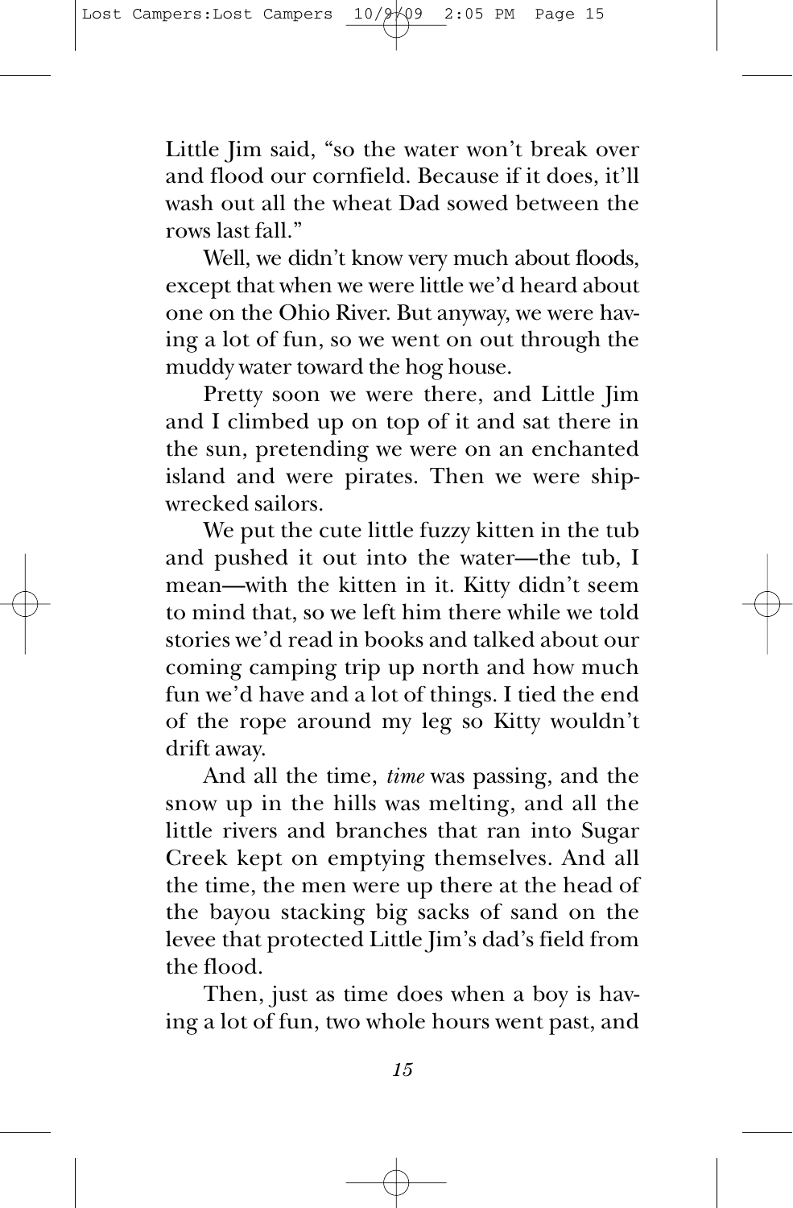Little Jim said, "so the water won't break over and flood our cornfield. Because if it does, it'll wash out all the wheat Dad sowed between the rows last fall."

Well, we didn't know very much about floods, except that when we were little we'd heard about one on the Ohio River. But anyway, we were having a lot of fun, so we went on out through the muddy water toward the hog house.

Pretty soon we were there, and Little Jim and I climbed up on top of it and sat there in the sun, pretending we were on an enchanted island and were pirates. Then we were shipwrecked sailors.

We put the cute little fuzzy kitten in the tub and pushed it out into the water—the tub, I mean—with the kitten in it. Kitty didn't seem to mind that, so we left him there while we told stories we'd read in books and talked about our coming camping trip up north and how much fun we'd have and a lot of things. I tied the end of the rope around my leg so Kitty wouldn't drift away.

And all the time, *time* was passing, and the snow up in the hills was melting, and all the little rivers and branches that ran into Sugar Creek kept on emptying themselves. And all the time, the men were up there at the head of the bayou stacking big sacks of sand on the levee that protected Little Jim's dad's field from the flood.

Then, just as time does when a boy is having a lot of fun, two whole hours went past, and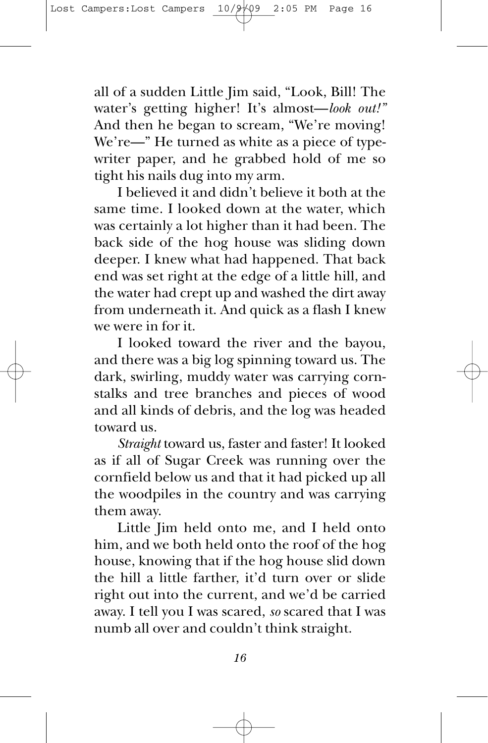all of a sudden Little Jim said, "Look, Bill! The water's getting higher! It's almost—*look out!"* And then he began to scream, "We're moving! We're—" He turned as white as a piece of typewriter paper, and he grabbed hold of me so tight his nails dug into my arm.

I believed it and didn't believe it both at the same time. I looked down at the water, which was certainly a lot higher than it had been. The back side of the hog house was sliding down deeper. I knew what had happened. That back end was set right at the edge of a little hill, and the water had crept up and washed the dirt away from underneath it. And quick as a flash I knew we were in for it.

I looked toward the river and the bayou, and there was a big log spinning toward us. The dark, swirling, muddy water was carrying cornstalks and tree branches and pieces of wood and all kinds of debris, and the log was headed toward us.

*Straight* toward us, faster and faster! It looked as if all of Sugar Creek was running over the cornfield below us and that it had picked up all the woodpiles in the country and was carrying them away.

Little Jim held onto me, and I held onto him, and we both held onto the roof of the hog house, knowing that if the hog house slid down the hill a little farther, it'd turn over or slide right out into the current, and we'd be carried away. I tell you I was scared, *so* scared that I was numb all over and couldn't think straight.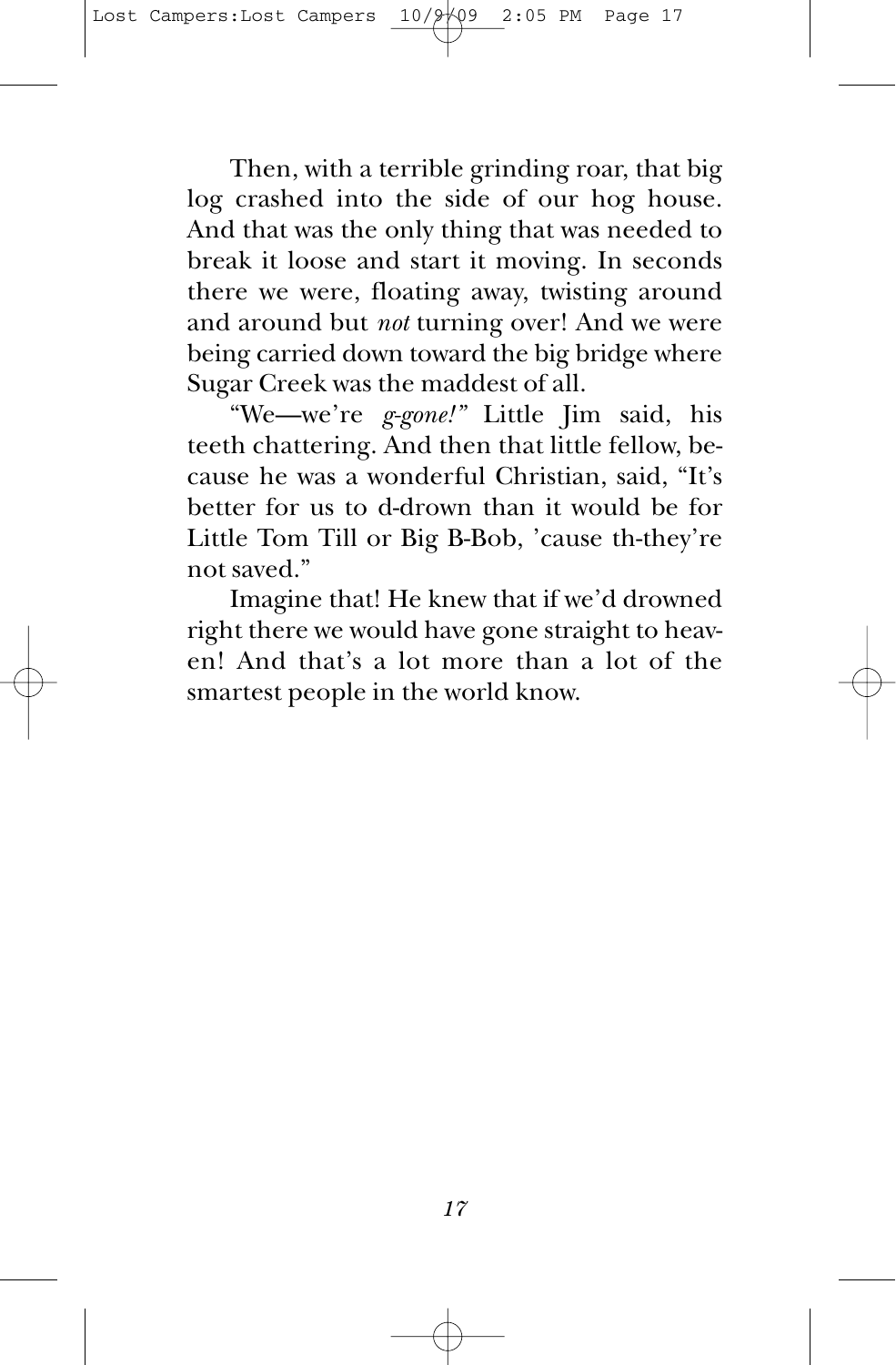Then, with a terrible grinding roar, that big log crashed into the side of our hog house. And that was the only thing that was needed to break it loose and start it moving. In seconds there we were, floating away, twisting around and around but *not* turning over! And we were being carried down toward the big bridge where Sugar Creek was the maddest of all.

"We—we're *g-gone!*" Little Jim said, his teeth chattering. And then that little fellow, because he was a wonderful Christian, said, "It's better for us to d-drown than it would be for Little Tom Till or Big B-Bob, 'cause th-they're not saved."

Imagine that! He knew that if we'd drowned right there we would have gone straight to heaven! And that's a lot more than a lot of the smartest people in the world know.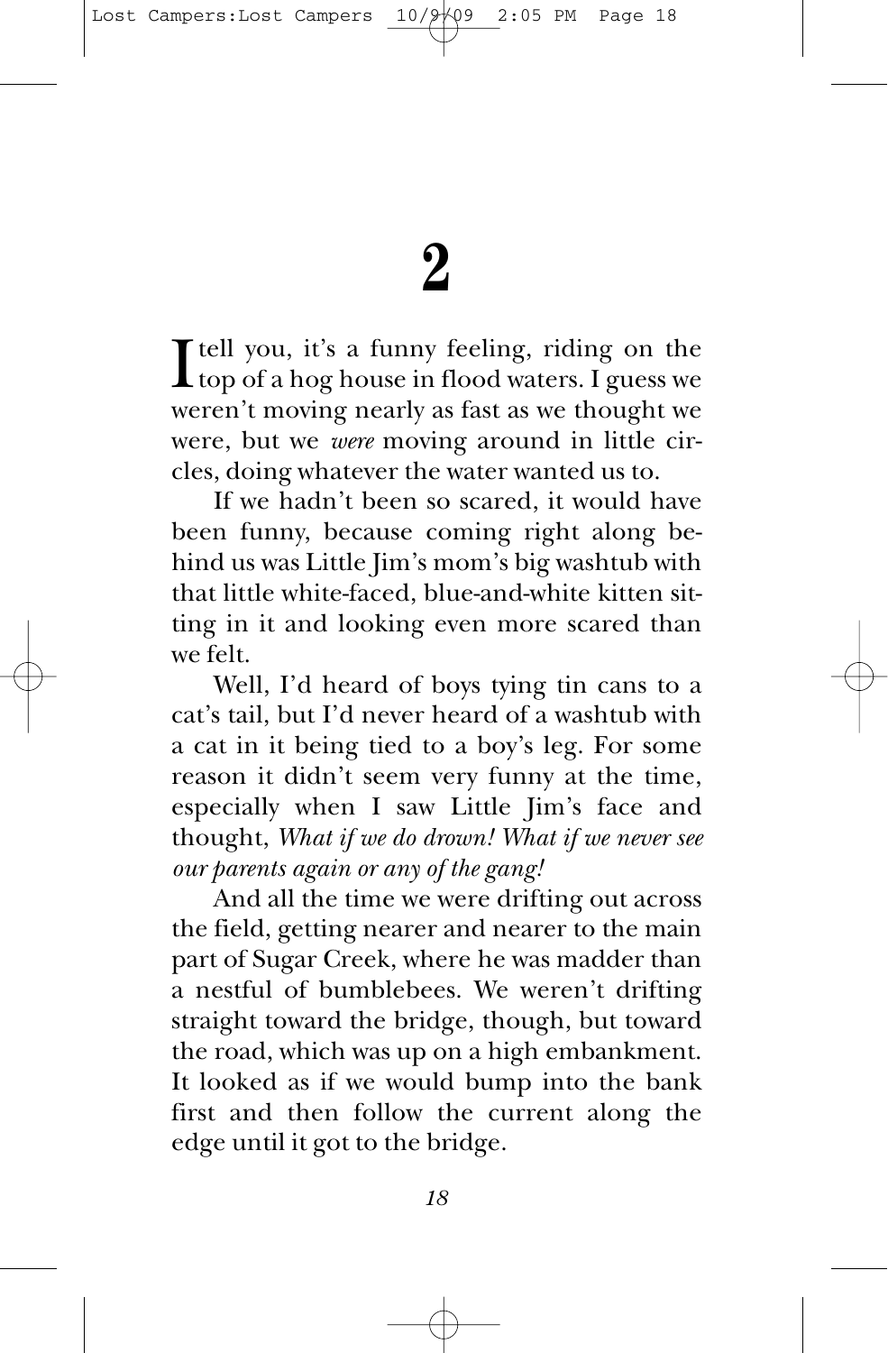# 2

I tell you, it's a funny feeling, riding on the top of a hog house in flood waters. I guess we weren't moving nearly as fast as we thought we were, but we *were* moving around in little circles, doing whatever the water wanted us to.

If we hadn't been so scared, it would have been funny, because coming right along behind us was Little Jim's mom's big washtub with that little white-faced, blue-and-white kitten sitting in it and looking even more scared than we felt.

Well, I'd heard of boys tying tin cans to a cat's tail, but I'd never heard of a washtub with a cat in it being tied to a boy's leg. For some reason it didn't seem very funny at the time, especially when I saw Little Jim's face and thought, *What if we do drown! What if we never see our parents again or any of the gang!*

And all the time we were drifting out across the field, getting nearer and nearer to the main part of Sugar Creek, where he was madder than a nestful of bumblebees. We weren't drifting straight toward the bridge, though, but toward the road, which was up on a high embankment. It looked as if we would bump into the bank first and then follow the current along the edge until it got to the bridge.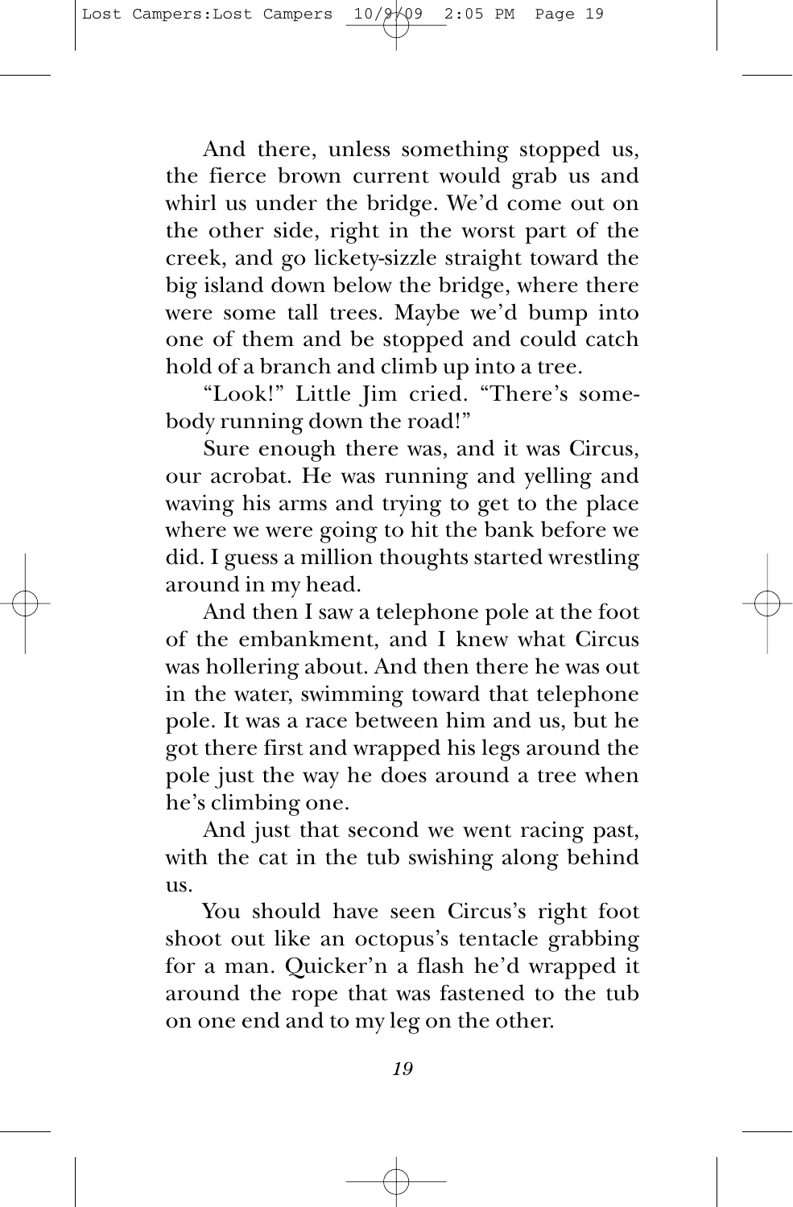And there, unless something stopped us, the fierce brown current would grab us and whirl us under the bridge. We'd come out on the other side, right in the worst part of the creek, and go lickety-sizzle straight toward the big island down below the bridge, where there were some tall trees. Maybe we'd bump into one of them and be stopped and could catch hold of a branch and climb up into a tree.

"Look!" Little Jim cried. "There's somebody running down the road!"

Sure enough there was, and it was Circus, our acrobat. He was running and yelling and waving his arms and trying to get to the place where we were going to hit the bank before we did. I guess a million thoughts started wrestling around in my head.

And then I saw a telephone pole at the foot of the embankment, and I knew what Circus was hollering about. And then there he was out in the water, swimming toward that telephone pole. It was a race between him and us, but he got there first and wrapped his legs around the pole just the way he does around a tree when he's climbing one.

And just that second we went racing past, with the cat in the tub swishing along behind us.

You should have seen Circus's right foot shoot out like an octopus's tentacle grabbing for a man. Quicker'n a flash he'd wrapped it around the rope that was fastened to the tub on one end and to my leg on the other.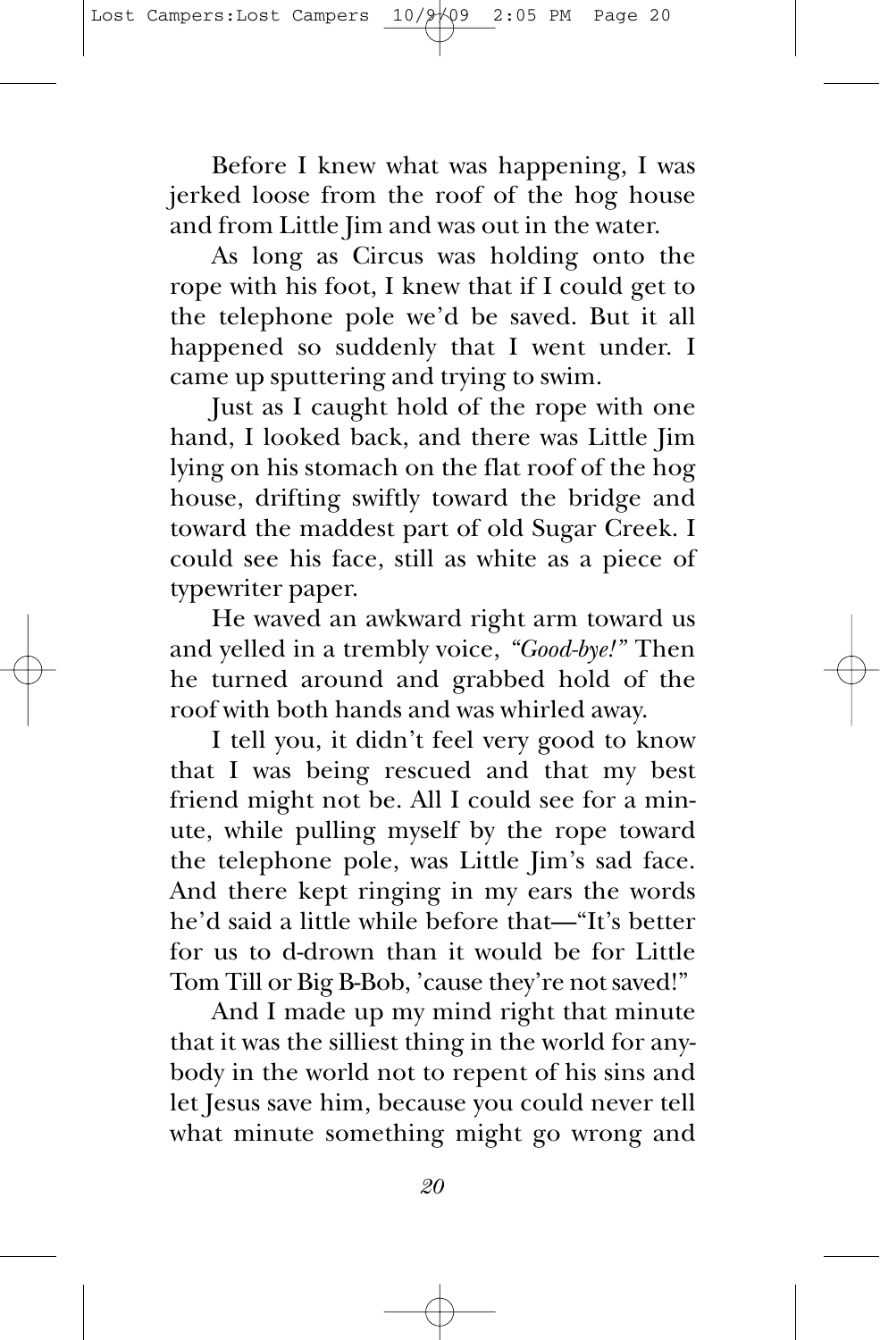Before I knew what was happening, I was jerked loose from the roof of the hog house and from Little Jim and was out in the water.

As long as Circus was holding onto the rope with his foot, I knew that if I could get to the telephone pole we'd be saved. But it all happened so suddenly that I went under. I came up sputtering and trying to swim.

Just as I caught hold of the rope with one hand, I looked back, and there was Little Jim lying on his stomach on the flat roof of the hog house, drifting swiftly toward the bridge and toward the maddest part of old Sugar Creek. I could see his face, still as white as a piece of typewriter paper.

He waved an awkward right arm toward us and yelled in a trembly voice, *"Good-bye!"* Then he turned around and grabbed hold of the roof with both hands and was whirled away.

I tell you, it didn't feel very good to know that I was being rescued and that my best friend might not be. All I could see for a minute, while pulling myself by the rope toward the telephone pole, was Little Jim's sad face. And there kept ringing in my ears the words he'd said a little while before that—"It's better for us to d-drown than it would be for Little Tom Till or Big B-Bob, 'cause they're not saved!"

And I made up my mind right that minute that it was the silliest thing in the world for anybody in the world not to repent of his sins and let Jesus save him, because you could never tell what minute something might go wrong and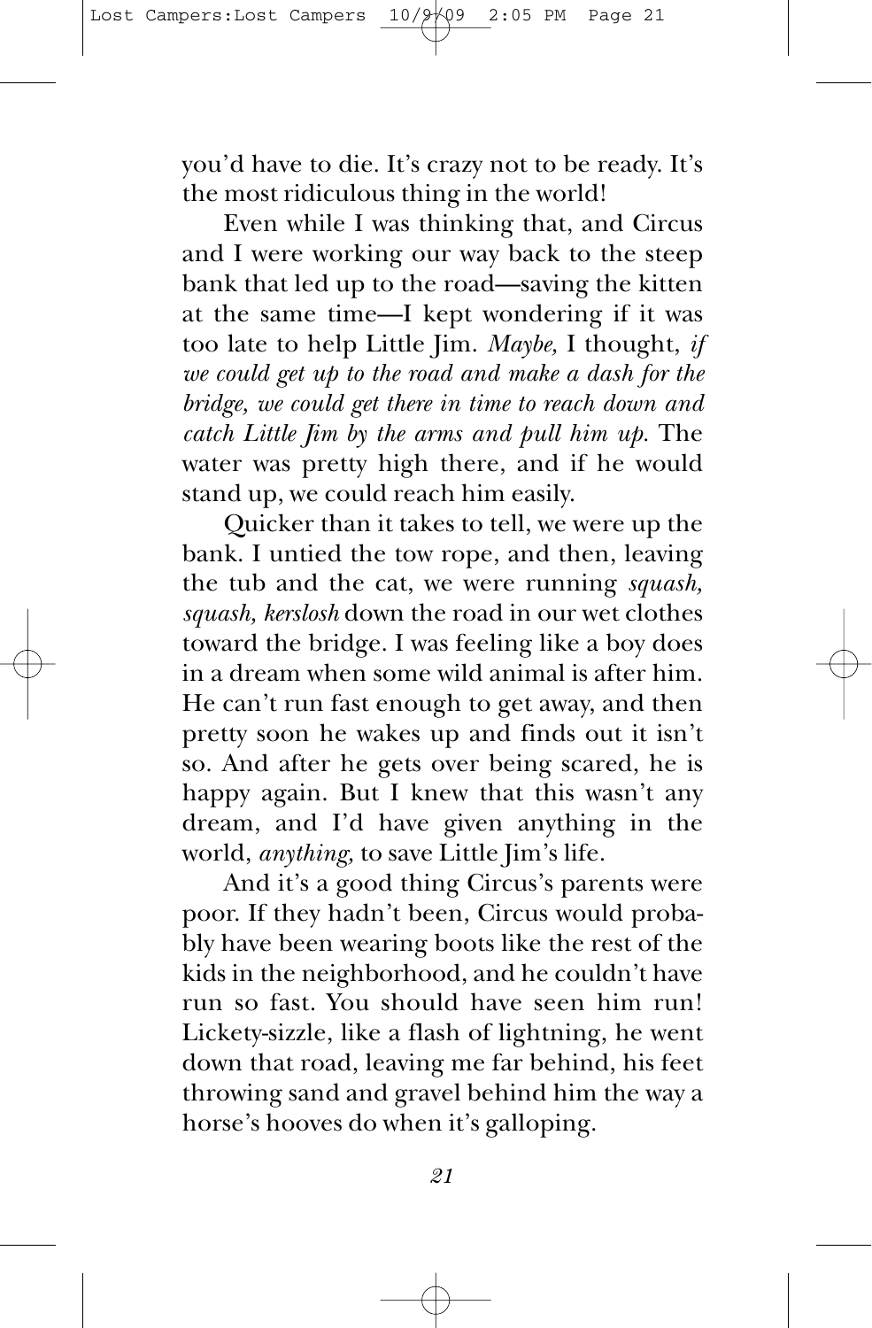you'd have to die. It's crazy not to be ready. It's the most ridiculous thing in the world!

Even while I was thinking that, and Circus and I were working our way back to the steep bank that led up to the road—saving the kitten at the same time—I kept wondering if it was too late to help Little Jim. *Maybe,* I thought, *if we could get up to the road and make a dash for the bridge, we could get there in time to reach down and catch Little Jim by the arms and pull him up.* The water was pretty high there, and if he would stand up, we could reach him easily.

Quicker than it takes to tell, we were up the bank. I untied the tow rope, and then, leaving the tub and the cat, we were running *squash, squash, kerslosh* down the road in our wet clothes toward the bridge. I was feeling like a boy does in a dream when some wild animal is after him. He can't run fast enough to get away, and then pretty soon he wakes up and finds out it isn't so. And after he gets over being scared, he is happy again. But I knew that this wasn't any dream, and I'd have given anything in the world, *anything,* to save Little Jim's life.

And it's a good thing Circus's parents were poor. If they hadn't been, Circus would probably have been wearing boots like the rest of the kids in the neighborhood, and he couldn't have run so fast. You should have seen him run! Lickety-sizzle, like a flash of lightning, he went down that road, leaving me far behind, his feet throwing sand and gravel behind him the way a horse's hooves do when it's galloping.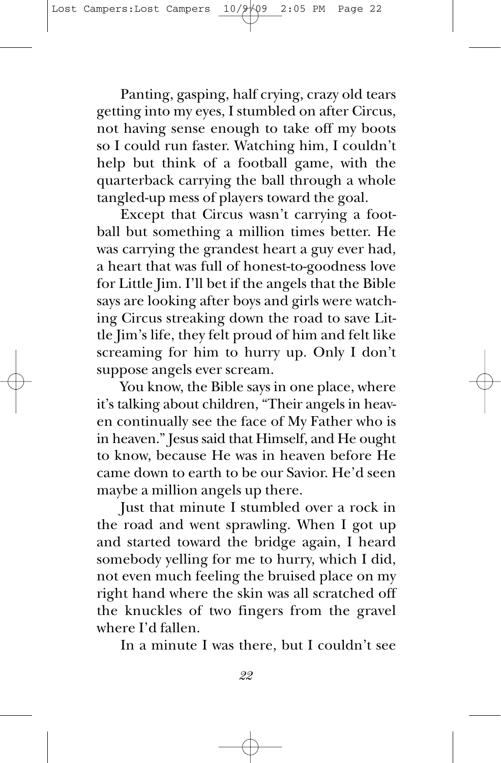Panting, gasping, half crying, crazy old tears getting into my eyes, I stumbled on after Circus, not having sense enough to take off my boots so I could run faster. Watching him, I couldn't help but think of a football game, with the quarterback carrying the ball through a whole tangled-up mess of players toward the goal.

Except that Circus wasn't carrying a football but something a million times better. He was carrying the grandest heart a guy ever had, a heart that was full of honest-to-goodness love for Little Jim. I'll bet if the angels that the Bible says are looking after boys and girls were watching Circus streaking down the road to save Little Jim's life, they felt proud of him and felt like screaming for him to hurry up. Only I don't suppose angels ever scream.

You know, the Bible says in one place, where it's talking about children, "Their angels in heaven continually see the face of My Father who is in heaven." Jesus said that Himself, and He ought to know, because He was in heaven before He came down to earth to be our Savior. He'd seen maybe a million angels up there.

Just that minute I stumbled over a rock in the road and went sprawling. When I got up and started toward the bridge again, I heard somebody yelling for me to hurry, which I did, not even much feeling the bruised place on my right hand where the skin was all scratched off the knuckles of two fingers from the gravel where I'd fallen.

In a minute I was there, but I couldn't see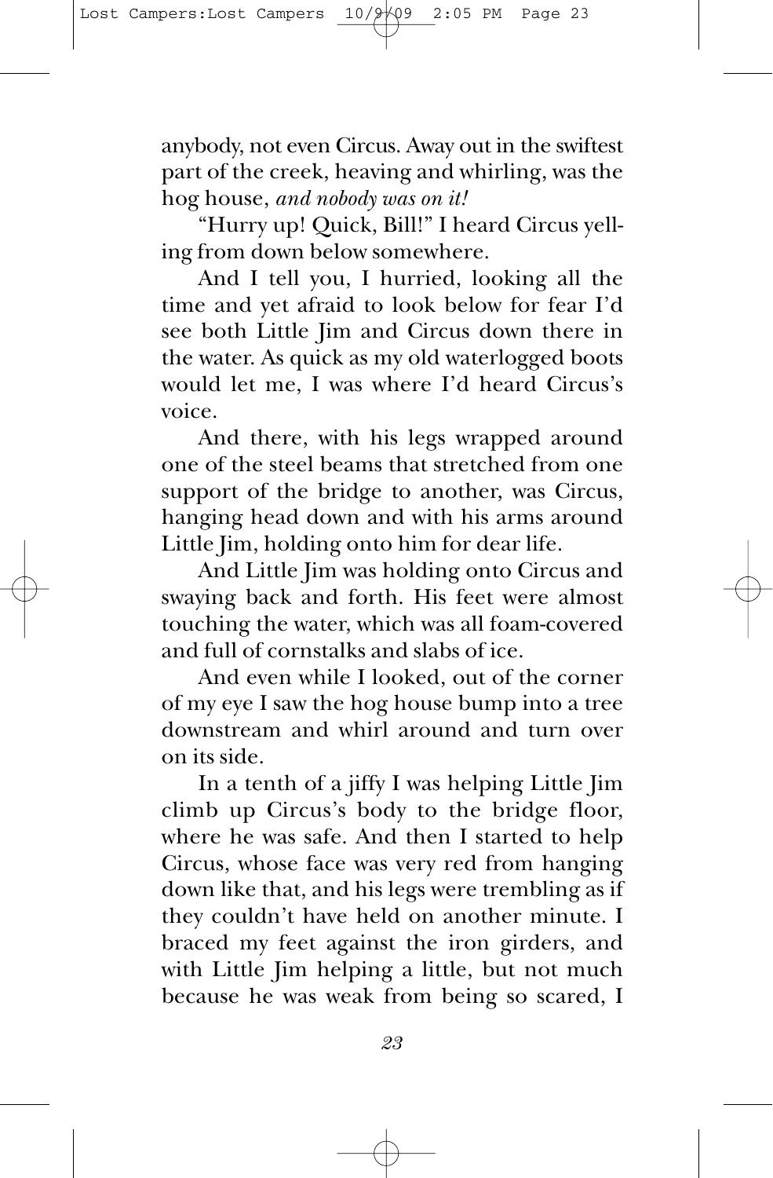anybody, not even Circus. Away out in the swiftest part of the creek, heaving and whirling, was the hog house, *and nobody was on it!*

"Hurry up! Quick, Bill!" I heard Circus yelling from down below somewhere.

And I tell you, I hurried, looking all the time and yet afraid to look below for fear I'd see both Little Jim and Circus down there in the water. As quick as my old waterlogged boots would let me, I was where I'd heard Circus's voice.

And there, with his legs wrapped around one of the steel beams that stretched from one support of the bridge to another, was Circus, hanging head down and with his arms around Little Jim, holding onto him for dear life.

And Little Jim was holding onto Circus and swaying back and forth. His feet were almost touching the water, which was all foam-covered and full of cornstalks and slabs of ice.

And even while I looked, out of the corner of my eye I saw the hog house bump into a tree downstream and whirl around and turn over on its side.

In a tenth of a jiffy I was helping Little Jim climb up Circus's body to the bridge floor, where he was safe. And then I started to help Circus, whose face was very red from hanging down like that, and his legs were trembling as if they couldn't have held on another minute. I braced my feet against the iron girders, and with Little Jim helping a little, but not much because he was weak from being so scared, I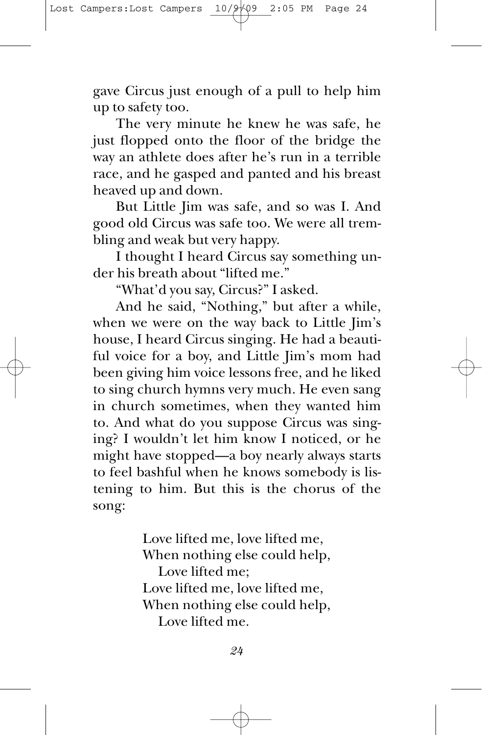gave Circus just enough of a pull to help him up to safety too.

The very minute he knew he was safe, he just flopped onto the floor of the bridge the way an athlete does after he's run in a terrible race, and he gasped and panted and his breast heaved up and down.

But Little Jim was safe, and so was I. And good old Circus was safe too. We were all trembling and weak but very happy.

I thought I heard Circus say something under his breath about "lifted me."

"What'd you say, Circus?" I asked.

And he said, "Nothing," but after a while, when we were on the way back to Little Jim's house, I heard Circus singing. He had a beautiful voice for a boy, and Little Jim's mom had been giving him voice lessons free, and he liked to sing church hymns very much. He even sang in church sometimes, when they wanted him to. And what do you suppose Circus was singing? I wouldn't let him know I noticed, or he might have stopped—a boy nearly always starts to feel bashful when he knows somebody is listening to him. But this is the chorus of the song:

> Love lifted me, love lifted me,
> When nothing else could help,
> Love lifted me;
> Love lifted me, love lifted me,
> When nothing else could help,
> Love lifted me.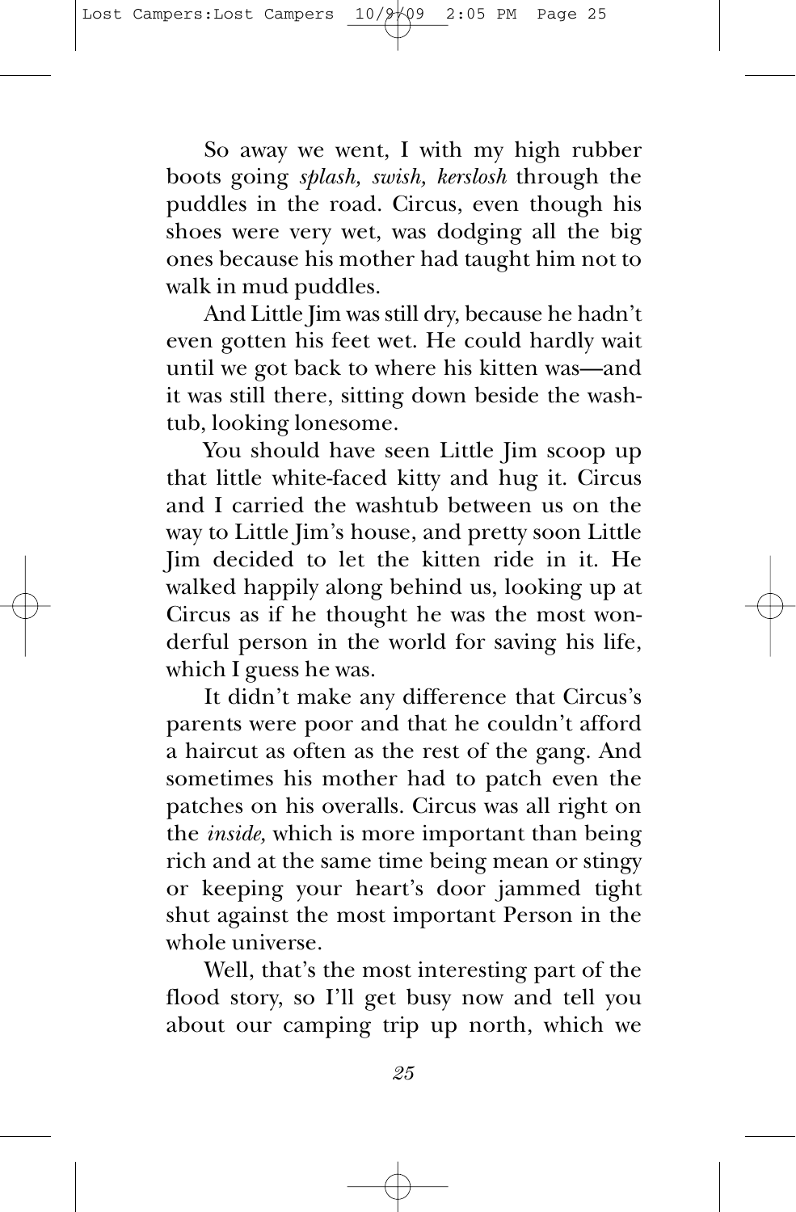So away we went, I with my high rubber boots going *splash, swish, kerslosh* through the puddles in the road. Circus, even though his shoes were very wet, was dodging all the big ones because his mother had taught him not to walk in mud puddles.

And Little Jim was still dry, because he hadn't even gotten his feet wet. He could hardly wait until we got back to where his kitten was—and it was still there, sitting down beside the washtub, looking lonesome.

You should have seen Little Jim scoop up that little white-faced kitty and hug it. Circus and I carried the washtub between us on the way to Little Jim's house, and pretty soon Little Jim decided to let the kitten ride in it. He walked happily along behind us, looking up at Circus as if he thought he was the most wonderful person in the world for saving his life, which I guess he was.

It didn't make any difference that Circus's parents were poor and that he couldn't afford a haircut as often as the rest of the gang. And sometimes his mother had to patch even the patches on his overalls. Circus was all right on the *inside,* which is more important than being rich and at the same time being mean or stingy or keeping your heart's door jammed tight shut against the most important Person in the whole universe.

Well, that's the most interesting part of the flood story, so I'll get busy now and tell you about our camping trip up north, which we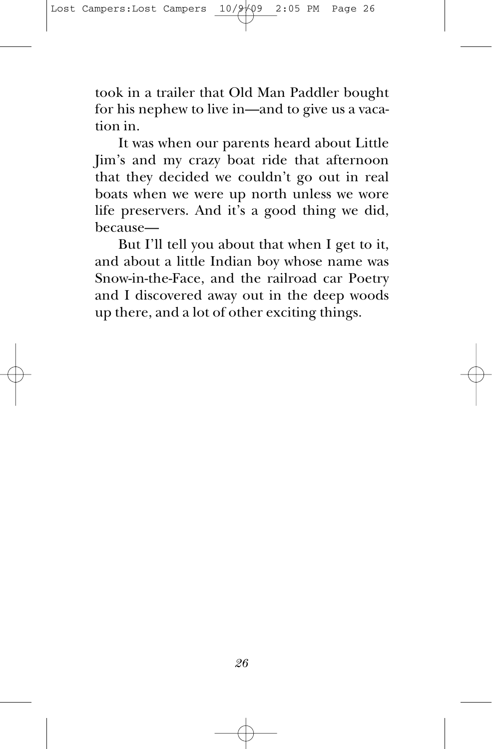took in a trailer that Old Man Paddler bought for his nephew to live in—and to give us a vacation in.

It was when our parents heard about Little Jim's and my crazy boat ride that afternoon that they decided we couldn't go out in real boats when we were up north unless we wore life preservers. And it's a good thing we did, because—

But I'll tell you about that when I get to it, and about a little Indian boy whose name was Snow-in-the-Face, and the railroad car Poetry and I discovered away out in the deep woods up there, and a lot of other exciting things.